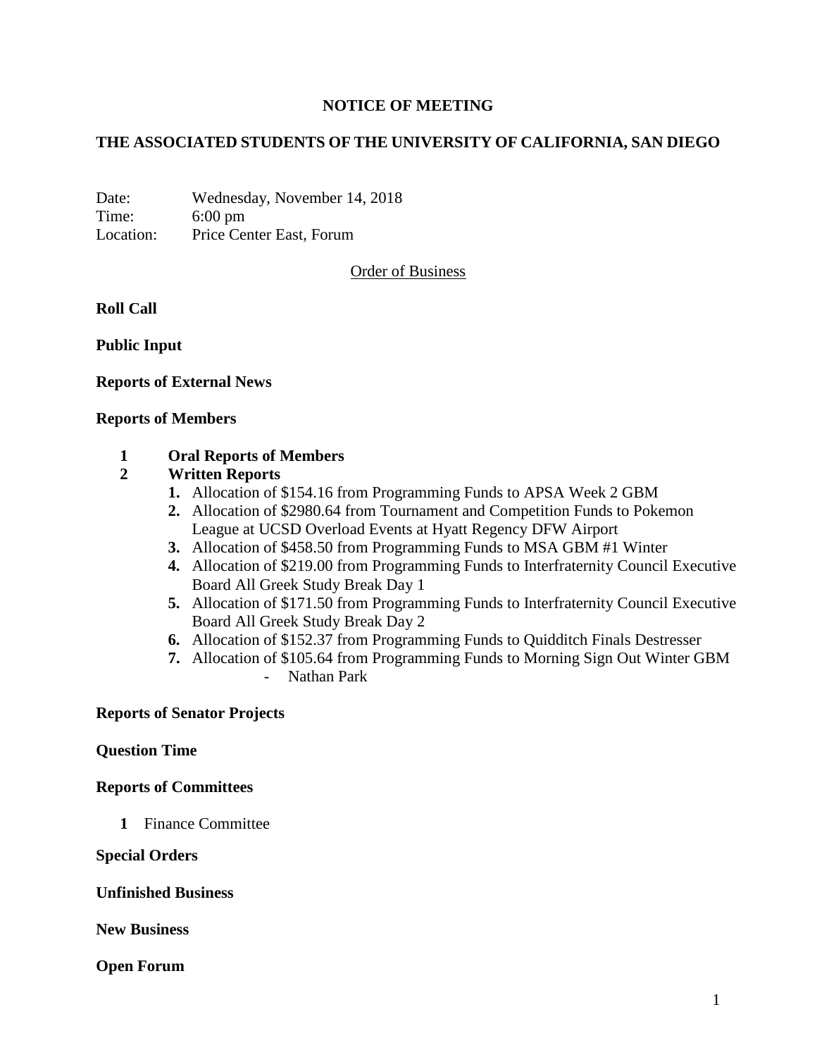# NOTICE OF MEETING

## THE ASSOCIATED STUDENTS OF THE UNIVERSITY OF CALIFORNIA, SAN DIEGO

Date: Wednesday, November 14, 2018
Time: 6:00 pm
Location: Price Center East, Forum

Order of Business

**Roll Call**

**Public Input**

**Reports of External News**

**Reports of Members**

**1 Oral Reports of Members**

**2 Written Reports**

1. Allocation of $154.16 from Programming Funds to APSA Week 2 GBM
2. Allocation of $2980.64 from Tournament and Competition Funds to Pokemon League at UCSD Overload Events at Hyatt Regency DFW Airport
3. Allocation of $458.50 from Programming Funds to MSA GBM #1 Winter
4. Allocation of $219.00 from Programming Funds to Interfraternity Council Executive Board All Greek Study Break Day 1
5. Allocation of $171.50 from Programming Funds to Interfraternity Council Executive Board All Greek Study Break Day 2
6. Allocation of $152.37 from Programming Funds to Quidditch Finals Destresser
7. Allocation of $105.64 from Programming Funds to Morning Sign Out Winter GBM
    - Nathan Park

**Reports of Senator Projects**

**Question Time**

**Reports of Committees**

**1** Finance Committee

**Special Orders**

**Unfinished Business**

**New Business**

**Open Forum**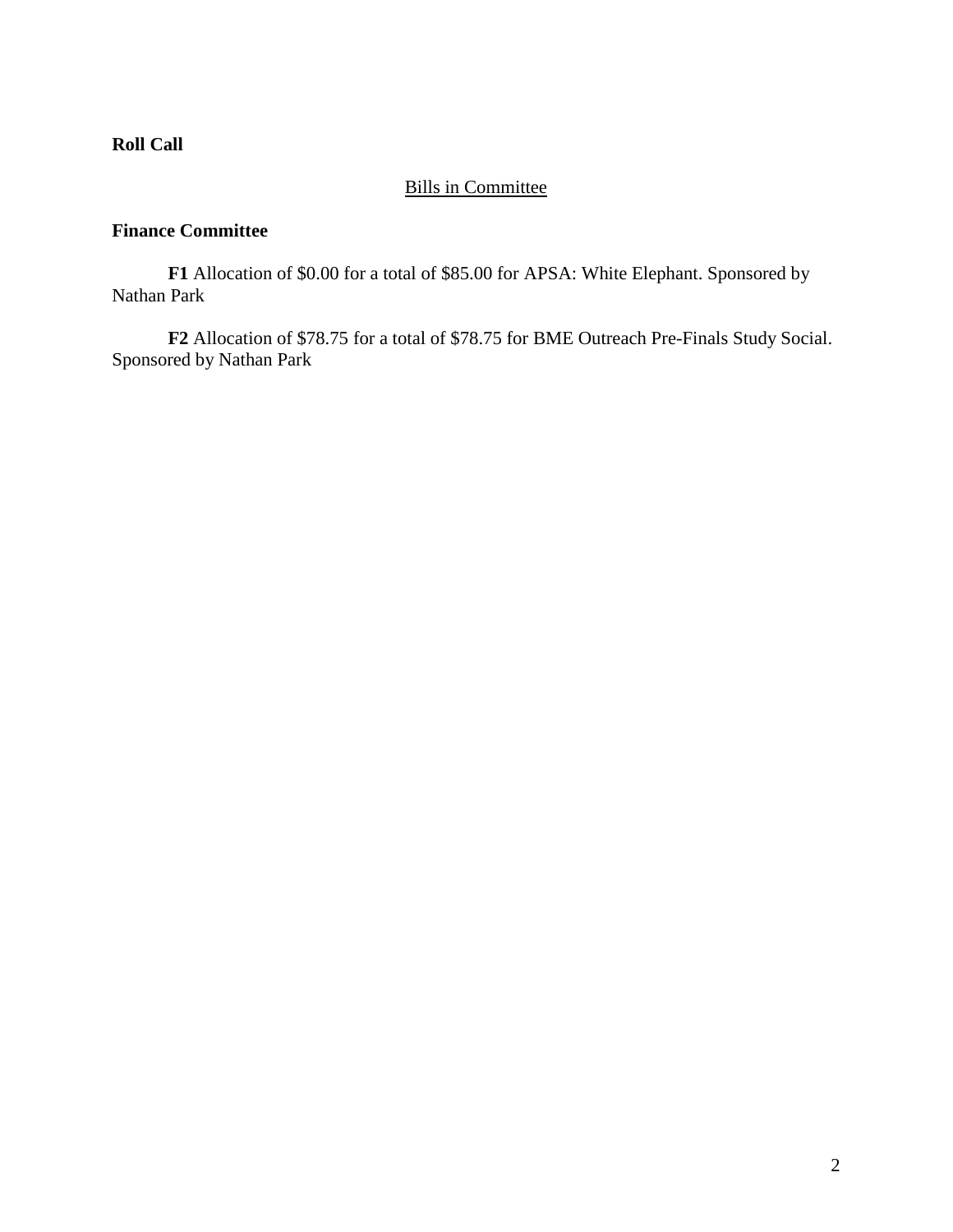**Roll Call**

Bills in Committee

**Finance Committee**

**F1** Allocation of $0.00 for a total of $85.00 for APSA: White Elephant. Sponsored by Nathan Park

**F2** Allocation of $78.75 for a total of $78.75 for BME Outreach Pre-Finals Study Social. Sponsored by Nathan Park